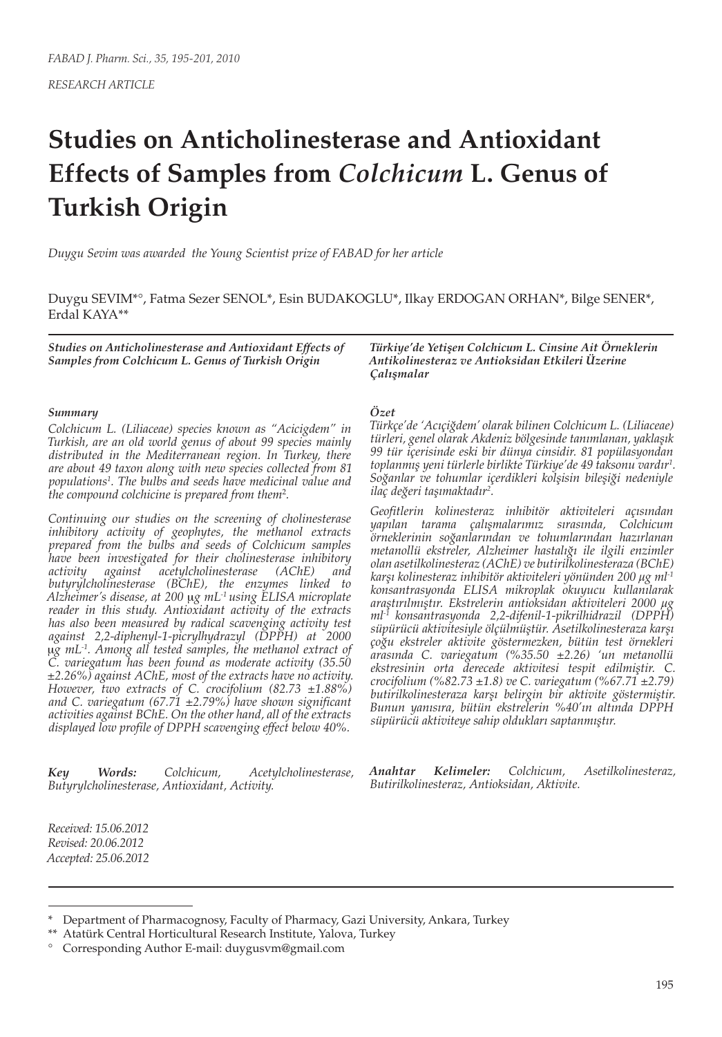RESEARCH ARTICLE

# Studies on Anticholinesterase and Antioxidant Effects of Samples from *Colchicum* L. Genus of Turkish Origin

*Duygu Sevim was awarded the Young Scientist prize of FABAD for her article*

Duygu SEVIM*°, Fatma Sezer SENOL*, Esin BUDAKOGLU*, Ilkay ERDOGAN ORHAN*, Bilge SENER*, Erdal KAYA**

***Studies on Anticholinesterase and Antioxidant Effects of Samples from Colchicum L. Genus of Turkish Origin***

### *Summary*

*Colchicum L. (Liliaceae) species known as "Acicigdem" in Turkish, are an old world genus of about 99 species mainly distributed in the Mediterranean region. In Turkey, there are about 49 taxon along with new species collected from 81 populations[1]. The bulbs and seeds have medicinal value and the compound colchicine is prepared from them[2].*

*Continuing our studies on the screening of cholinesterase inhibitory activity of geophytes, the methanol extracts prepared from the bulbs and seeds of Colchicum samples have been investigated for their cholinesterase inhibitory activity against acetylcholinesterase (AChE) and butyrylcholinesterase (BChE), the enzymes linked to Alzheimer's disease, at 200 μg mL$^{-1}$ using ELISA microplate reader in this study. Antioxidant activity of the extracts has also been measured by radical scavenging activity test against 2,2-diphenyl-1-picrylhydrazyl (DPPH) at 2000 μg mL$^{-1}$. Among all tested samples, the methanol extract of C. variegatum has been found as moderate activity (35.50 ±2.26%) against AChE, most of the extracts have no activity. However, two extracts of C. crocifolium (82.73 ±1.88%) and C. variegatum (67.71 ±2.79%) have shown significant activities against BChE. On the other hand, all of the extracts displayed low profile of DPPH scavenging effect below 40%.*

***Key Words:*** *Colchicum, Acetylcholinesterase, Butyrylcholinesterase, Antioxidant, Activity.*

*Received: 15.06.2012*
*Revised: 20.06.2012*
*Accepted: 25.06.2012*

***Türkiye'de Yetişen Colchicum L. Cinsine Ait Örneklerin Antikolinesteraz ve Antioksidan Etkileri Üzerine Çalışmalar***

### *Özet*

*Türkçe'de 'Acıçiğdem' olarak bilinen Colchicum L. (Liliaceae) türleri, genel olarak Akdeniz bölgesinde tanımlanan, yaklaşık 99 tür içerisinde eski bir dünya cinsidir. 81 popülasyondan toplanmış yeni türlerle birlikte Türkiye'de 49 taksonu vardır[1]. Soğanlar ve tohumlar içerdikleri kolşisin bileşiği nedeniyle ilaç değeri taşımaktadır[2].*

*Geofitlerin kolinesteraz inhibitör aktiviteleri açısından yapılan tarama çalışmalarımız sırasında, Colchicum örneklerinin soğanlarından ve tohumlarından hazırlanan metanollü ekstreler, Alzheimer hastalığı ile ilgili enzimler olan asetilkolinesteraz (AChE) ve butirilkolinesteraza (BChE) karşı kolinesteraz inhibitör aktiviteleri yönünden 200 μg ml$^{-1}$ konsantrasyonda ELISA mikroplak okuyucu kullanılarak araştırılmıştır. Ekstrelerin antioksidan aktiviteleri 2000 μg ml$^{-1}$ konsantrasyonda 2,2-difenil-1-pikrilhidrazil (DPPH) süpürücü aktivitesiyle ölçülmüştür. Asetilkolinesteraza karşı çoğu ekstreler aktivite göstermezken, bütün test örnekleri arasında C. variegatum (%35.50 ±2.26) 'un metanollü ekstresinin orta derecede aktivitesi tespit edilmiştir. C. crocifolium (%82.73 ±1.8) ve C. variegatum (%67.71 ±2.79) butirilkolinesteraza karşı belirgin bir aktivite göstermiştir. Bunun yanısıra, bütün ekstrelerin %40'ın altında DPPH süpürücü aktiviteye sahip oldukları saptanmıştır.*

***Anahtar Kelimeler:*** *Colchicum, Asetilkolinesteraz, Butirilkolinesteraz, Antioksidan, Aktivite.*

---

\* Department of Pharmacognosy, Faculty of Pharmacy, Gazi University, Ankara, Turkey

\*\* Atatürk Central Horticultural Research Institute, Yalova, Turkey

° Corresponding Author E-mail: duygusvm@gmail.com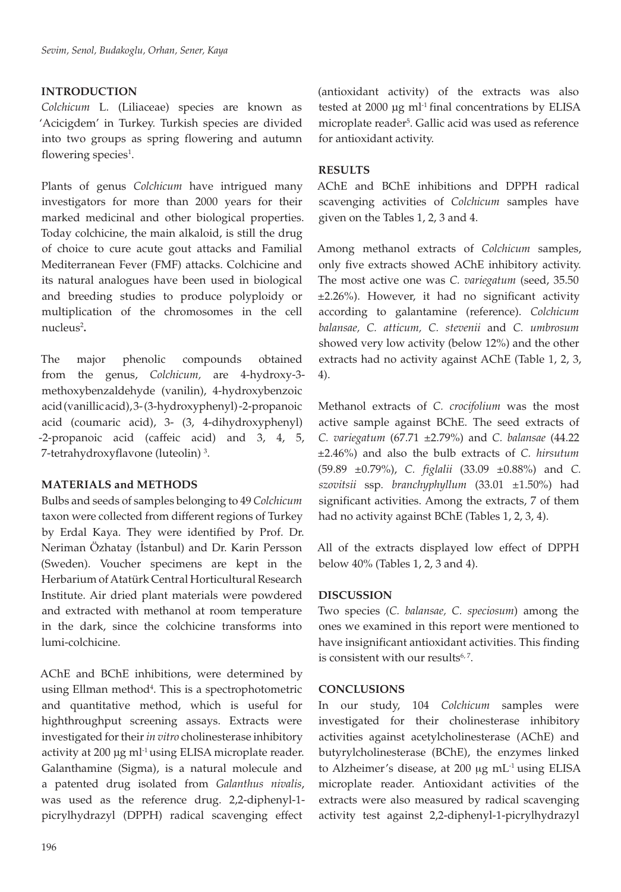## INTRODUCTION

*Colchicum* L. (Liliaceae) species are known as 'Acicigdem' in Turkey. Turkish species are divided into two groups as spring flowering and autumn flowering species[1].

Plants of genus *Colchicum* have intrigued many investigators for more than 2000 years for their marked medicinal and other biological properties. Today colchicine, the main alkaloid, is still the drug of choice to cure acute gout attacks and Familial Mediterranean Fever (FMF) attacks. Colchicine and its natural analogues have been used in biological and breeding studies to produce polyploidy or multiplication of the chromosomes in the cell nucleus[2]**.**

The major phenolic compounds obtained from the genus, *Colchicum,* are 4-hydroxy-3-methoxybenzaldehyde (vanilin), 4-hydroxybenzoic acid (vanillic acid), 3-(3-hydroxyphenyl)-2-propanoic acid (coumaric acid), 3- (3, 4-dihydroxyphenyl) -2-propanoic acid (caffeic acid) and 3, 4, 5, 7-tetrahydroxyflavone (luteolin) [3].

## MATERIALS and METHODS

Bulbs and seeds of samples belonging to 49 *Colchicum* taxon were collected from different regions of Turkey by Erdal Kaya. They were identified by Prof. Dr. Neriman Özhatay (İstanbul) and Dr. Karin Persson (Sweden). Voucher specimens are kept in the Herbarium of Atatürk Central Horticultural Research Institute. Air dried plant materials were powdered and extracted with methanol at room temperature in the dark, since the colchicine transforms into lumi-colchicine.

AChE and BChE inhibitions, were determined by using Ellman method[4]. This is a spectrophotometric and quantitative method, which is useful for highthroughput screening assays. Extracts were investigated for their *in vitro* cholinesterase inhibitory activity at 200 µg ml$^{-1}$ using ELISA microplate reader. Galanthamine (Sigma), is a natural molecule and a patented drug isolated from *Galanthus nivalis*, was used as the reference drug. 2,2-diphenyl-1-picrylhydrazyl (DPPH) radical scavenging effect (antioxidant activity) of the extracts was also tested at 2000 µg ml$^{-1}$ final concentrations by ELISA microplate reader[5]. Gallic acid was used as reference for antioxidant activity.

## RESULTS

AChE and BChE inhibitions and DPPH radical scavenging activities of *Colchicum* samples have given on the Tables 1, 2, 3 and 4.

Among methanol extracts of *Colchicum* samples, only five extracts showed AChE inhibitory activity. The most active one was *C. variegatum* (seed, 35.50 ±2.26%). However, it had no significant activity according to galantamine (reference). *Colchicum balansae, C. atticum, C. stevenii* and *C. umbrosum* showed very low activity (below 12%) and the other extracts had no activity against AChE (Table 1, 2, 3, 4).

Methanol extracts of *C. crocifolium* was the most active sample against BChE. The seed extracts of *C. variegatum* (67.71 ±2.79%) and *C. balansae* (44.22 ±2.46%) and also the bulb extracts of *C. hirsutum* (59.89 ±0.79%), *C. figlalii* (33.09 ±0.88%) and *C. szovitsii* ssp. *branchyphyllum* (33.01 ±1.50%) had significant activities. Among the extracts, 7 of them had no activity against BChE (Tables 1, 2, 3, 4).

All of the extracts displayed low effect of DPPH below 40% (Tables 1, 2, 3 and 4).

## DISCUSSION

Two species (*C. balansae, C. speciosum*) among the ones we examined in this report were mentioned to have insignificant antioxidant activities. This finding is consistent with our results[6,7].

## CONCLUSIONS

In our study, 104 *Colchicum* samples were investigated for their cholinesterase inhibitory activities against acetylcholinesterase (AChE) and butyrylcholinesterase (BChE), the enzymes linked to Alzheimer's disease, at 200 µg mL$^{-1}$ using ELISA microplate reader. Antioxidant activities of the extracts were also measured by radical scavenging activity test against 2,2-diphenyl-1-picrylhydrazyl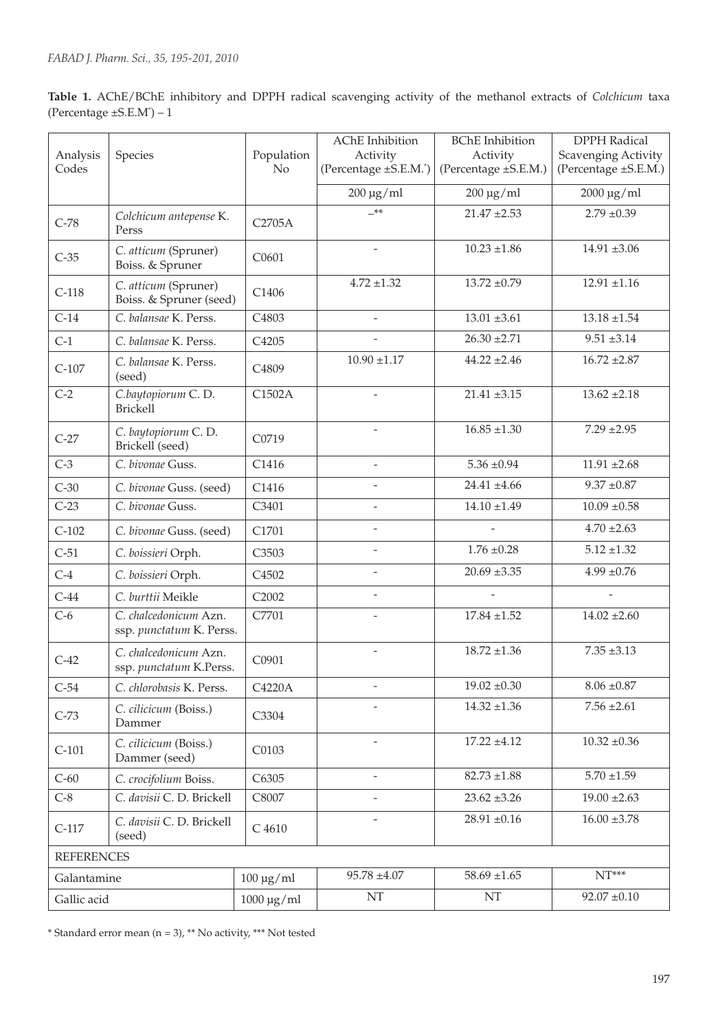**Table 1.** AChE/BChE inhibitory and DPPH radical scavenging activity of the methanol extracts of *Colchicum* taxa (Percentage ±S.E.M*) – 1

| Analysis Codes | Species | Population No | AChE Inhibition Activity (Percentage ±S.E.M.*) | BChE Inhibition Activity (Percentage ±S.E.M.) | DPPH Radical Scavenging Activity (Percentage ±S.E.M.) |
|---|---|---|---|---|---|
| | | | 200 µg/ml | 200 µg/ml | 2000 µg/ml |
| C-78 | *Colchicum antepense* K. Perss | C2705A | –** | 21.47 ±2.53 | 2.79 ±0.39 |
| C-35 | *C. atticum* (Spruner) Boiss. & Spruner | C0601 | - | 10.23 ±1.86 | 14.91 ±3.06 |
| C-118 | *C. atticum* (Spruner) Boiss. & Spruner (seed) | C1406 | 4.72 ±1.32 | 13.72 ±0.79 | 12.91 ±1.16 |
| C-14 | *C. balansae* K. Perss. | C4803 | - | 13.01 ±3.61 | 13.18 ±1.54 |
| C-1 | *C. balansae* K. Perss. | C4205 | - | 26.30 ±2.71 | 9.51 ±3.14 |
| C-107 | *C. balansae* K. Perss. (seed) | C4809 | 10.90 ±1.17 | 44.22 ±2.46 | 16.72 ±2.87 |
| C-2 | *C.baytopiorum* C. D. Brickell | C1502A | - | 21.41 ±3.15 | 13.62 ±2.18 |
| C-27 | *C. baytopiorum* C. D. Brickell (seed) | C0719 | - | 16.85 ±1.30 | 7.29 ±2.95 |
| C-3 | *C. bivonae* Guss. | C1416 | - | 5.36 ±0.94 | 11.91 ±2.68 |
| C-30 | *C. bivonae* Guss. (seed) | C1416 | - | 24.41 ±4.66 | 9.37 ±0.87 |
| C-23 | *C. bivonae* Guss. | C3401 | - | 14.10 ±1.49 | 10.09 ±0.58 |
| C-102 | *C. bivonae* Guss. (seed) | C1701 | - | - | 4.70 ±2.63 |
| C-51 | *C. boissieri* Orph. | C3503 | - | 1.76 ±0.28 | 5.12 ±1.32 |
| C-4 | *C. boissieri* Orph. | C4502 | - | 20.69 ±3.35 | 4.99 ±0.76 |
| C-44 | *C. burttii* Meikle | C2002 | - | - | - |
| C-6 | *C. chalcedonicum* Azn. ssp. *punctatum* K. Perss. | C7701 | - | 17.84 ±1.52 | 14.02 ±2.60 |
| C-42 | *C. chalcedonicum* Azn. ssp. *punctatum* K.Perss. | C0901 | - | 18.72 ±1.36 | 7.35 ±3.13 |
| C-54 | *C. chlorobasis* K. Perss. | C4220A | - | 19.02 ±0.30 | 8.06 ±0.87 |
| C-73 | *C. cilicicum* (Boiss.) Dammer | C3304 | - | 14.32 ±1.36 | 7.56 ±2.61 |
| C-101 | *C. cilicicum* (Boiss.) Dammer (seed) | C0103 | - | 17.22 ±4.12 | 10.32 ±0.36 |
| C-60 | *C. crocifolium* Boiss. | C6305 | - | 82.73 ±1.88 | 5.70 ±1.59 |
| C-8 | *C. davisii* C. D. Brickell | C8007 | - | 23.62 ±3.26 | 19.00 ±2.63 |
| C-117 | *C. davisii* C. D. Brickell (seed) | C 4610 | - | 28.91 ±0.16 | 16.00 ±3.78 |
| REFERENCES | | | | | |
| Galantamine | | 100 µg/ml | 95.78 ±4.07 | 58.69 ±1.65 | NT*** |
| Gallic acid | | 1000 µg/ml | NT | NT | 92.07 ±0.10 |

* Standard error mean (n = 3), ** No activity, *** Not tested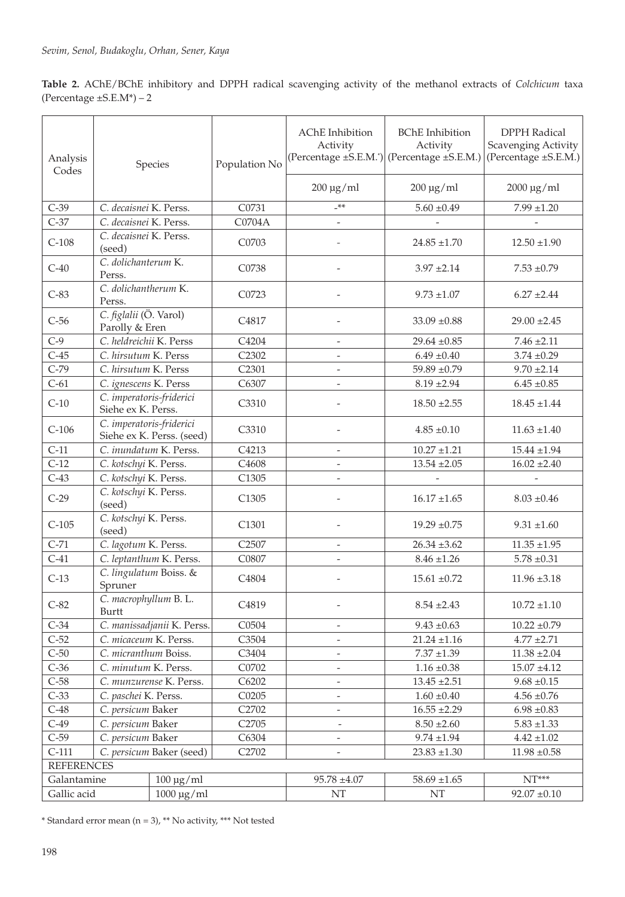**Table 2.** AChE/BChE inhibitory and DPPH radical scavenging activity of the methanol extracts of *Colchicum* taxa (Percentage ±S.E.M*) – 2

| Analysis Codes | Species | Population No | AChE Inhibition Activity (Percentage ±S.E.M.*) | BChE Inhibition Activity (Percentage ±S.E.M.) | DPPH Radical Scavenging Activity (Percentage ±S.E.M.) |
|---|---|---|---|---|---|
| | | | 200 µg/ml | 200 µg/ml | 2000 µg/ml |
| C-39 | *C. decaisnei* K. Perss. | C0731 | -** | 5.60 ±0.49 | 7.99 ±1.20 |
| C-37 | *C. decaisnei* K. Perss. | C0704A | - | - | - |
| C-108 | *C. decaisnei* K. Perss. (seed) | C0703 | - | 24.85 ±1.70 | 12.50 ±1.90 |
| C-40 | *C. dolichanterum* K. Perss. | C0738 | - | 3.97 ±2.14 | 7.53 ±0.79 |
| C-83 | *C. dolichantherum* K. Perss. | C0723 | - | 9.73 ±1.07 | 6.27 ±2.44 |
| C-56 | *C. figlalii* (Ö. Varol) Parolly & Eren | C4817 | - | 33.09 ±0.88 | 29.00 ±2.45 |
| C-9 | *C. heldreichii* K. Perss | C4204 | - | 29.64 ±0.85 | 7.46 ±2.11 |
| C-45 | *C. hirsutum* K. Perss | C2302 | - | 6.49 ±0.40 | 3.74 ±0.29 |
| C-79 | *C. hirsutum* K. Perss | C2301 | - | 59.89 ±0.79 | 9.70 ±2.14 |
| C-61 | *C. ignescens* K. Perss | C6307 | - | 8.19 ±2.94 | 6.45 ±0.85 |
| C-10 | *C. imperatoris-friderici* Siehe ex K. Perss. | C3310 | - | 18.50 ±2.55 | 18.45 ±1.44 |
| C-106 | *C. imperatoris-friderici* Siehe ex K. Perss. (seed) | C3310 | - | 4.85 ±0.10 | 11.63 ±1.40 |
| C-11 | *C. inundatum* K. Perss. | C4213 | - | 10.27 ±1.21 | 15.44 ±1.94 |
| C-12 | *C. kotschyi* K. Perss. | C4608 | - | 13.54 ±2.05 | 16.02 ±2.40 |
| C-43 | *C. kotschyi* K. Perss. | C1305 | - | - | - |
| C-29 | *C. kotschyi* K. Perss. (seed) | C1305 | - | 16.17 ±1.65 | 8.03 ±0.46 |
| C-105 | *C. kotschyi* K. Perss. (seed) | C1301 | - | 19.29 ±0.75 | 9.31 ±1.60 |
| C-71 | *C. lagotum* K. Perss. | C2507 | - | 26.34 ±3.62 | 11.35 ±1.95 |
| C-41 | *C. leptanthum* K. Perss. | C0807 | - | 8.46 ±1.26 | 5.78 ±0.31 |
| C-13 | *C. lingulatum* Boiss. & Spruner | C4804 | - | 15.61 ±0.72 | 11.96 ±3.18 |
| C-82 | *C. macrophyllum* B. L. Burtt | C4819 | - | 8.54 ±2.43 | 10.72 ±1.10 |
| C-34 | *C. manissadjanii* K. Perss. | C0504 | - | 9.43 ±0.63 | 10.22 ±0.79 |
| C-52 | *C. micaceum* K. Perss. | C3504 | - | 21.24 ±1.16 | 4.77 ±2.71 |
| C-50 | *C. micranthum* Boiss. | C3404 | - | 7.37 ±1.39 | 11.38 ±2.04 |
| C-36 | *C. minutum* K. Perss. | C0702 | - | 1.16 ±0.38 | 15.07 ±4.12 |
| C-58 | *C. munzurense* K. Perss. | C6202 | - | 13.45 ±2.51 | 9.68 ±0.15 |
| C-33 | *C. paschei* K. Perss. | C0205 | - | 1.60 ±0.40 | 4.56 ±0.76 |
| C-48 | *C. persicum* Baker | C2702 | - | 16.55 ±2.29 | 6.98 ±0.83 |
| C-49 | *C. persicum* Baker | C2705 | - | 8.50 ±2.60 | 5.83 ±1.33 |
| C-59 | *C. persicum* Baker | C6304 | - | 9.74 ±1.94 | 4.42 ±1.02 |
| C-111 | *C. persicum* Baker (seed) | C2702 | - | 23.83 ±1.30 | 11.98 ±0.58 |
| REFERENCES | | | | | |
| Galantamine | 100 µg/ml | | 95.78 ±4.07 | 58.69 ±1.65 | NT*** |
| Gallic acid | 1000 µg/ml | | NT | NT | 92.07 ±0.10 |

\* Standard error mean (n = 3), ** No activity, *** Not tested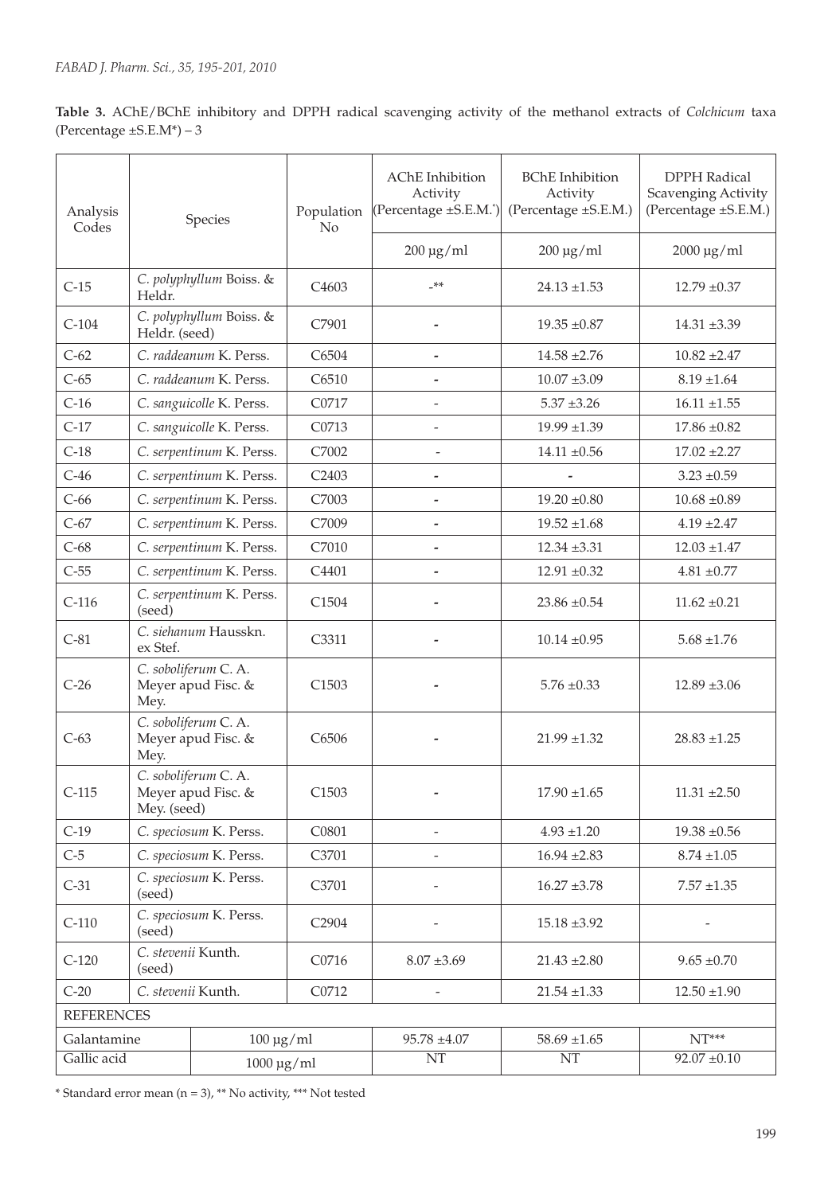**Table 3.** AChE/BChE inhibitory and DPPH radical scavenging activity of the methanol extracts of *Colchicum* taxa (Percentage ±S.E.M*) – 3

| Analysis Codes | Species | Population No | AChE Inhibition Activity (Percentage ±S.E.M.*) | BChE Inhibition Activity (Percentage ±S.E.M.) | DPPH Radical Scavenging Activity (Percentage ±S.E.M.) |
|---|---|---|---|---|---|
| | | | 200 µg/ml | 200 µg/ml | 2000 µg/ml |
| C-15 | *C. polyphyllum* Boiss. & Heldr. | C4603 | -** | 24.13 ±1.53 | 12.79 ±0.37 |
| C-104 | *C. polyphyllum* Boiss. & Heldr. (seed) | C7901 | - | 19.35 ±0.87 | 14.31 ±3.39 |
| C-62 | *C. raddeanum* K. Perss. | C6504 | - | 14.58 ±2.76 | 10.82 ±2.47 |
| C-65 | *C. raddeanum* K. Perss. | C6510 | - | 10.07 ±3.09 | 8.19 ±1.64 |
| C-16 | *C. sanguicolle* K. Perss. | C0717 | - | 5.37 ±3.26 | 16.11 ±1.55 |
| C-17 | *C. sanguicolle* K. Perss. | C0713 | - | 19.99 ±1.39 | 17.86 ±0.82 |
| C-18 | *C. serpentinum* K. Perss. | C7002 | - | 14.11 ±0.56 | 17.02 ±2.27 |
| C-46 | *C. serpentinum* K. Perss. | C2403 | - | - | 3.23 ±0.59 |
| C-66 | *C. serpentinum* K. Perss. | C7003 | - | 19.20 ±0.80 | 10.68 ±0.89 |
| C-67 | *C. serpentinum* K. Perss. | C7009 | - | 19.52 ±1.68 | 4.19 ±2.47 |
| C-68 | *C. serpentinum* K. Perss. | C7010 | - | 12.34 ±3.31 | 12.03 ±1.47 |
| C-55 | *C. serpentinum* K. Perss. | C4401 | - | 12.91 ±0.32 | 4.81 ±0.77 |
| C-116 | *C. serpentinum* K. Perss. (seed) | C1504 | - | 23.86 ±0.54 | 11.62 ±0.21 |
| C-81 | *C. siehanum* Hausskn. ex Stef. | C3311 | - | 10.14 ±0.95 | 5.68 ±1.76 |
| C-26 | *C. soboliferum* C. A. Meyer apud Fisc. & Mey. | C1503 | - | 5.76 ±0.33 | 12.89 ±3.06 |
| C-63 | *C. soboliferum* C. A. Meyer apud Fisc. & Mey. | C6506 | - | 21.99 ±1.32 | 28.83 ±1.25 |
| C-115 | *C. soboliferum* C. A. Meyer apud Fisc. & Mey. (seed) | C1503 | - | 17.90 ±1.65 | 11.31 ±2.50 |
| C-19 | *C. speciosum* K. Perss. | C0801 | - | 4.93 ±1.20 | 19.38 ±0.56 |
| C-5 | *C. speciosum* K. Perss. | C3701 | - | 16.94 ±2.83 | 8.74 ±1.05 |
| C-31 | *C. speciosum* K. Perss. (seed) | C3701 | - | 16.27 ±3.78 | 7.57 ±1.35 |
| C-110 | *C. speciosum* K. Perss. (seed) | C2904 | - | 15.18 ±3.92 | - |
| C-120 | *C. stevenii* Kunth. (seed) | C0716 | 8.07 ±3.69 | 21.43 ±2.80 | 9.65 ±0.70 |
| C-20 | *C. stevenii* Kunth. | C0712 | - | 21.54 ±1.33 | 12.50 ±1.90 |
| REFERENCES | | | | | |
| Galantamine | 100 µg/ml | | 95.78 ±4.07 | 58.69 ±1.65 | NT*** |
| Gallic acid | 1000 µg/ml | | NT | NT | 92.07 ±0.10 |

\* Standard error mean (n = 3), ** No activity, *** Not tested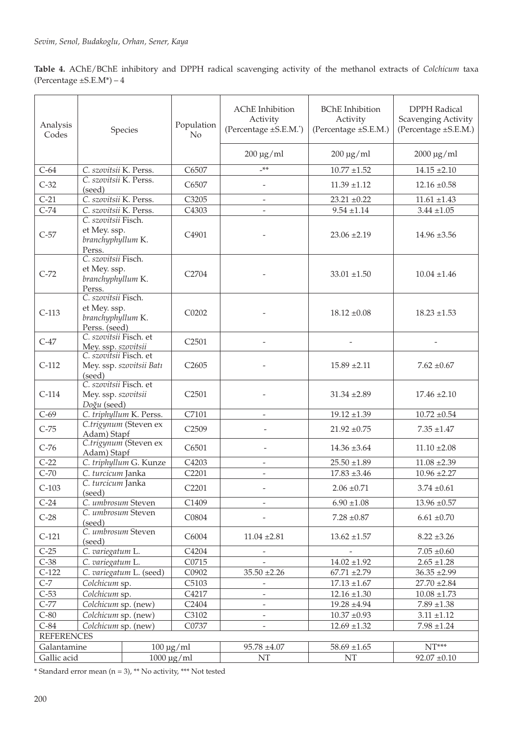**Table 4.** AChE/BChE inhibitory and DPPH radical scavenging activity of the methanol extracts of *Colchicum* taxa (Percentage ±S.E.M*) – 4

| Analysis Codes | Species | Population No | AChE Inhibition Activity (Percentage ±S.E.M.*) | BChE Inhibition Activity (Percentage ±S.E.M.) | DPPH Radical Scavenging Activity (Percentage ±S.E.M.) |
|---|---|---|---|---|---|
| | | | 200 µg/ml | 200 µg/ml | 2000 µg/ml |
| C-64 | *C. szovitsii* K. Perss. | C6507 | -** | 10.77 ±1.52 | 14.15 ±2.10 |
| C-32 | *C. szovitsii* K. Perss. (seed) | C6507 | - | 11.39 ±1.12 | 12.16 ±0.58 |
| C-21 | *C. szovitsii* K. Perss. | C3205 | - | 23.21 ±0.22 | 11.61 ±1.43 |
| C-74 | *C. szovitsii* K. Perss. | C4303 | - | 9.54 ±1.14 | 3.44 ±1.05 |
| C-57 | *C. szovitsii* Fisch. et Mey. ssp. *branchyphyllum* K. Perss. | C4901 | - | 23.06 ±2.19 | 14.96 ±3.56 |
| C-72 | *C. szovitsii* Fisch. et Mey. ssp. *branchyphyllum* K. Perss. | C2704 | - | 33.01 ±1.50 | 10.04 ±1.46 |
| C-113 | *C. szovitsii* Fisch. et Mey. ssp. *branchyphyllum* K. Perss. (seed) | C0202 | - | 18.12 ±0.08 | 18.23 ±1.53 |
| C-47 | *C. szovitsii* Fisch. et Mey. ssp. *szovitsii* | C2501 | - | - | - |
| C-112 | *C. szovitsii* Fisch. et Mey. ssp. *szovitsii Batı* (seed) | C2605 | - | 15.89 ±2.11 | 7.62 ±0.67 |
| C-114 | *C. szovitsii* Fisch. et Mey. ssp. *szovitsii Doğu* (seed) | C2501 | - | 31.34 ±2.89 | 17.46 ±2.10 |
| C-69 | *C. triphyllum* K. Perss. | C7101 | - | 19.12 ±1.39 | 10.72 ±0.54 |
| C-75 | *C.trigynum* (Steven ex Adam) Stapf | C2509 | - | 21.92 ±0.75 | 7.35 ±1.47 |
| C-76 | *C.trigynum* (Steven ex Adam) Stapf | C6501 | - | 14.36 ±3.64 | 11.10 ±2.08 |
| C-22 | *C. triphyllum* G. Kunze | C4203 | - | 25.50 ±1.89 | 11.08 ±2.39 |
| C-70 | *C. turcicum* Janka | C2201 | - | 17.83 ±3.46 | 10.96 ±2.27 |
| C-103 | *C. turcicum* Janka (seed) | C2201 | - | 2.06 ±0.71 | 3.74 ±0.61 |
| C-24 | *C. umbrosum* Steven | C1409 | - | 6.90 ±1.08 | 13.96 ±0.57 |
| C-28 | *C. umbrosum* Steven (seed) | C0804 | - | 7.28 ±0.87 | 6.61 ±0.70 |
| C-121 | *C. umbrosum* Steven (seed) | C6004 | 11.04 ±2.81 | 13.62 ±1.57 | 8.22 ±3.26 |
| C-25 | *C. variegatum* L. | C4204 | - | - | 7.05 ±0.60 |
| C-38 | *C. variegatum* L. | C0715 | - | 14.02 ±1.92 | 2.65 ±1.28 |
| C-122 | *C. variegatum* L. (seed) | C0902 | 35.50 ±2.26 | 67.71 ±2.79 | 36.35 ±2.99 |
| C-7 | *Colchicum* sp. | C5103 | - | 17.13 ±1.67 | 27.70 ±2.84 |
| C-53 | *Colchicum* sp. | C4217 | - | 12.16 ±1.30 | 10.08 ±1.73 |
| C-77 | *Colchicum* sp. (new) | C2404 | - | 19.28 ±4.94 | 7.89 ±1.38 |
| C-80 | *Colchicum* sp. (new) | C3102 | - | 10.37 ±0.93 | 3.11 ±1.12 |
| C-84 | *Colchicum* sp. (new) | C0737 | - | 12.69 ±1.32 | 7.98 ±1.24 |
| REFERENCES | | | | | |
| Galantamine | | 100 µg/ml | 95.78 ±4.07 | 58.69 ±1.65 | NT*** |
| Gallic acid | | 1000 µg/ml | NT | NT | 92.07 ±0.10 |

\* Standard error mean (n = 3), ** No activity, *** Not tested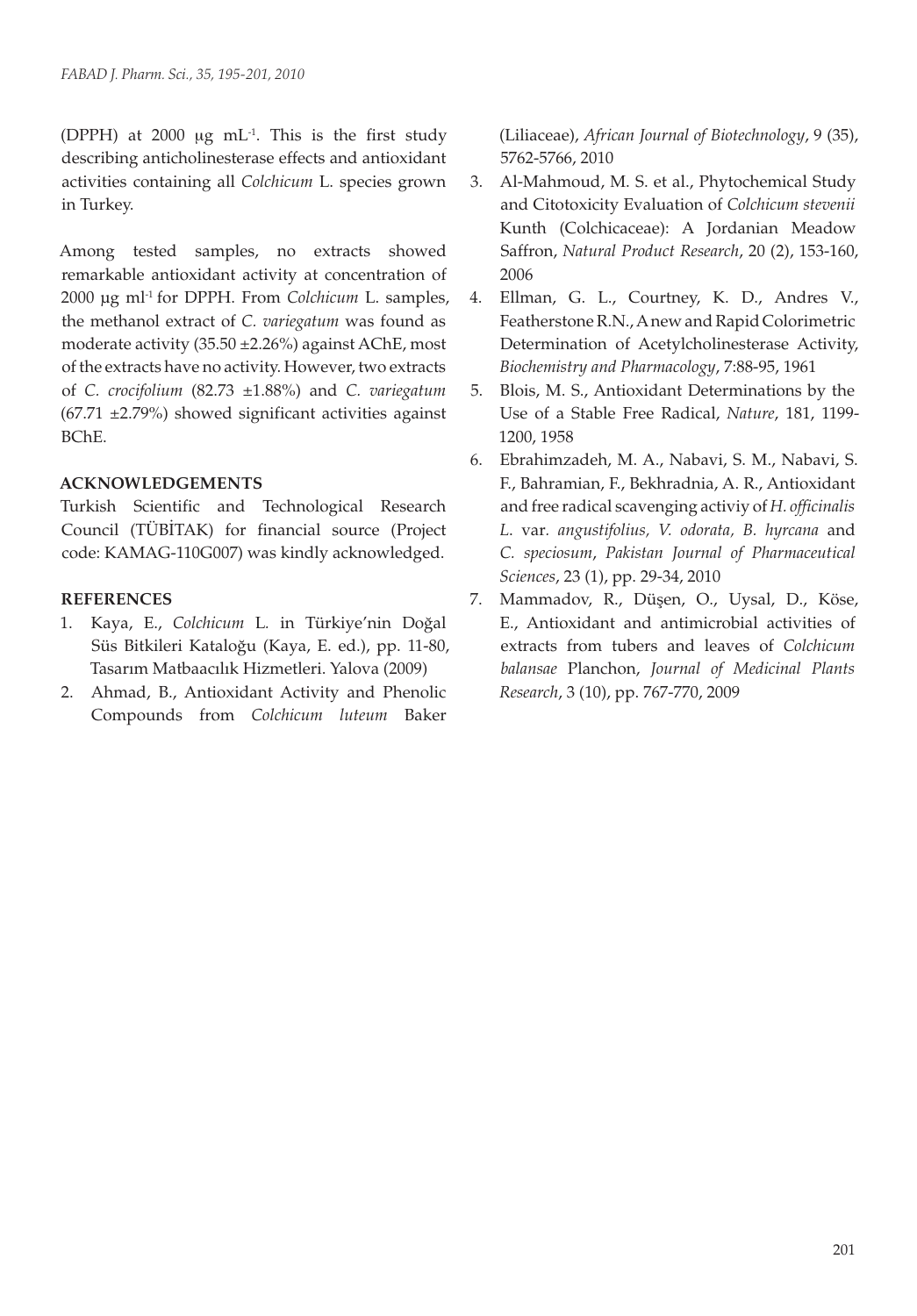(DPPH) at 2000 μg $mL^{-1}$. This is the first study describing anticholinesterase effects and antioxidant activities containing all *Colchicum* L. species grown in Turkey.

Among tested samples, no extracts showed remarkable antioxidant activity at concentration of 2000 μg $ml^{-1}$ for DPPH. From *Colchicum* L. samples, the methanol extract of *C. variegatum* was found as moderate activity (35.50 ±2.26%) against AChE, most of the extracts have no activity. However, two extracts of *C. crocifolium* (82.73 ±1.88%) and *C. variegatum* (67.71 ±2.79%) showed significant activities against BChE.

## ACKNOWLEDGEMENTS

Turkish Scientific and Technological Research Council (TÜBİTAK) for financial source (Project code: KAMAG-110G007) was kindly acknowledged.

## REFERENCES

1. Kaya, E., *Colchicum* L. in Türkiye'nin Doğal Süs Bitkileri Kataloğu (Kaya, E. ed.), pp. 11-80, Tasarım Matbaacılık Hizmetleri. Yalova (2009)
2. Ahmad, B., Antioxidant Activity and Phenolic Compounds from *Colchicum luteum* Baker (Liliaceae), *African Journal of Biotechnology*, 9 (35), 5762-5766, 2010
3. Al-Mahmoud, M. S. et al., Phytochemical Study and Citotoxicity Evaluation of *Colchicum stevenii* Kunth (Colchicaceae): A Jordanian Meadow Saffron, *Natural Product Research*, 20 (2), 153-160, 2006
4. Ellman, G. L., Courtney, K. D., Andres V., Featherstone R.N., A new and Rapid Colorimetric Determination of Acetylcholinesterase Activity, *Biochemistry and Pharmacology*, 7:88-95, 1961
5. Blois, M. S., Antioxidant Determinations by the Use of a Stable Free Radical, *Nature*, 181, 1199-1200, 1958
6. Ebrahimzadeh, M. A., Nabavi, S. M., Nabavi, S. F., Bahramian, F., Bekhradnia, A. R., Antioxidant and free radical scavenging activiy of *H. officinalis L.* var. *angustifolius, V. odorata, B. hyrcana* and *C. speciosum*, *Pakistan Journal of Pharmaceutical Sciences*, 23 (1), pp. 29-34, 2010
7. Mammadov, R., Düşen, O., Uysal, D., Köse, E., Antioxidant and antimicrobial activities of extracts from tubers and leaves of *Colchicum balansae* Planchon, *Journal of Medicinal Plants Research*, 3 (10), pp. 767-770, 2009